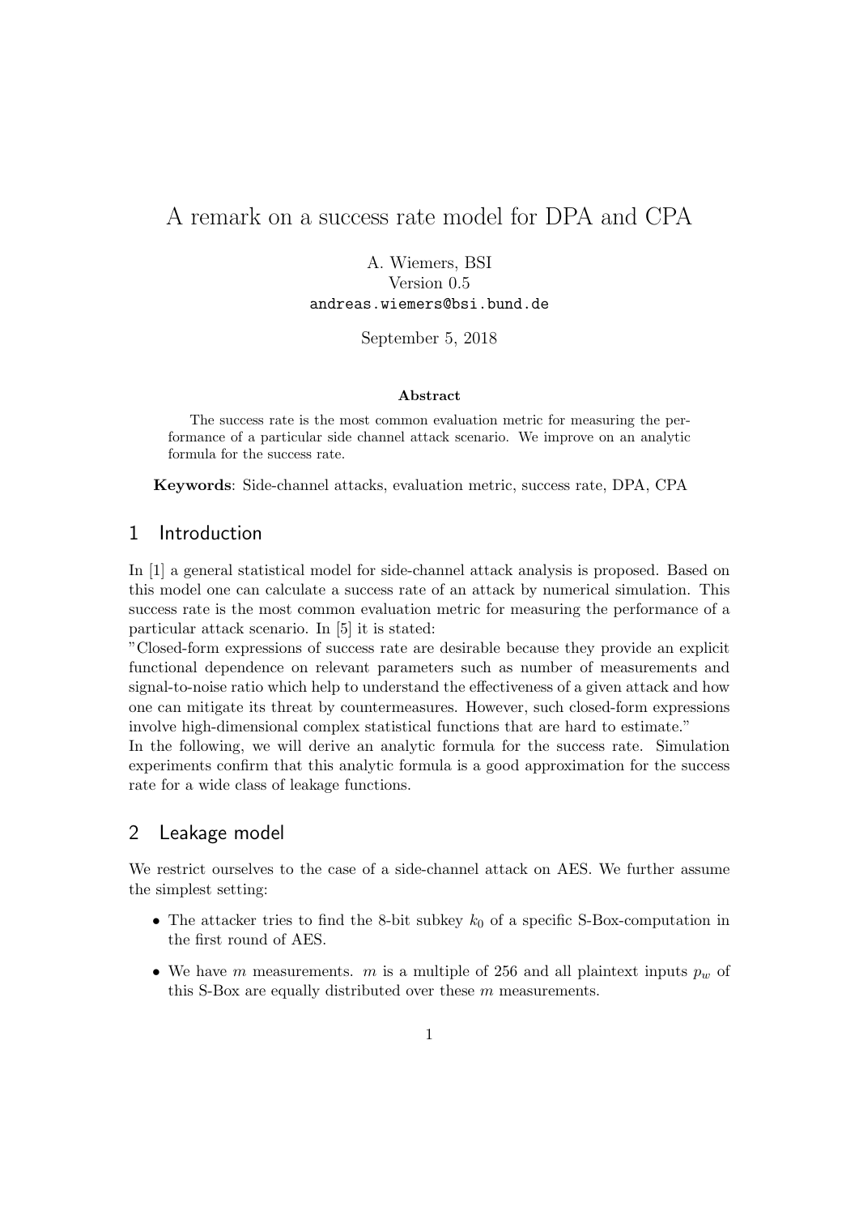# A remark on a success rate model for DPA and CPA

A. Wiemers, BSI
Version 0.5
andreas.wiemers@bsi.bund.de

September 5, 2018

**Abstract**

The success rate is the most common evaluation metric for measuring the performance of a particular side channel attack scenario. We improve on an analytic formula for the success rate.

**Keywords**: Side-channel attacks, evaluation metric, success rate, DPA, CPA

## 1 Introduction

In [1] a general statistical model for side-channel attack analysis is proposed. Based on this model one can calculate a success rate of an attack by numerical simulation. This success rate is the most common evaluation metric for measuring the performance of a particular attack scenario. In [5] it is stated:
"Closed-form expressions of success rate are desirable because they provide an explicit functional dependence on relevant parameters such as number of measurements and signal-to-noise ratio which help to understand the effectiveness of a given attack and how one can mitigate its threat by countermeasures. However, such closed-form expressions involve high-dimensional complex statistical functions that are hard to estimate."
In the following, we will derive an analytic formula for the success rate. Simulation experiments confirm that this analytic formula is a good approximation for the success rate for a wide class of leakage functions.

## 2 Leakage model

We restrict ourselves to the case of a side-channel attack on AES. We further assume the simplest setting:

- The attacker tries to find the 8-bit subkey $k_0$ of a specific S-Box-computation in the first round of AES.
- We have $m$ measurements. $m$ is a multiple of 256 and all plaintext inputs $p_w$ of this S-Box are equally distributed over these $m$ measurements.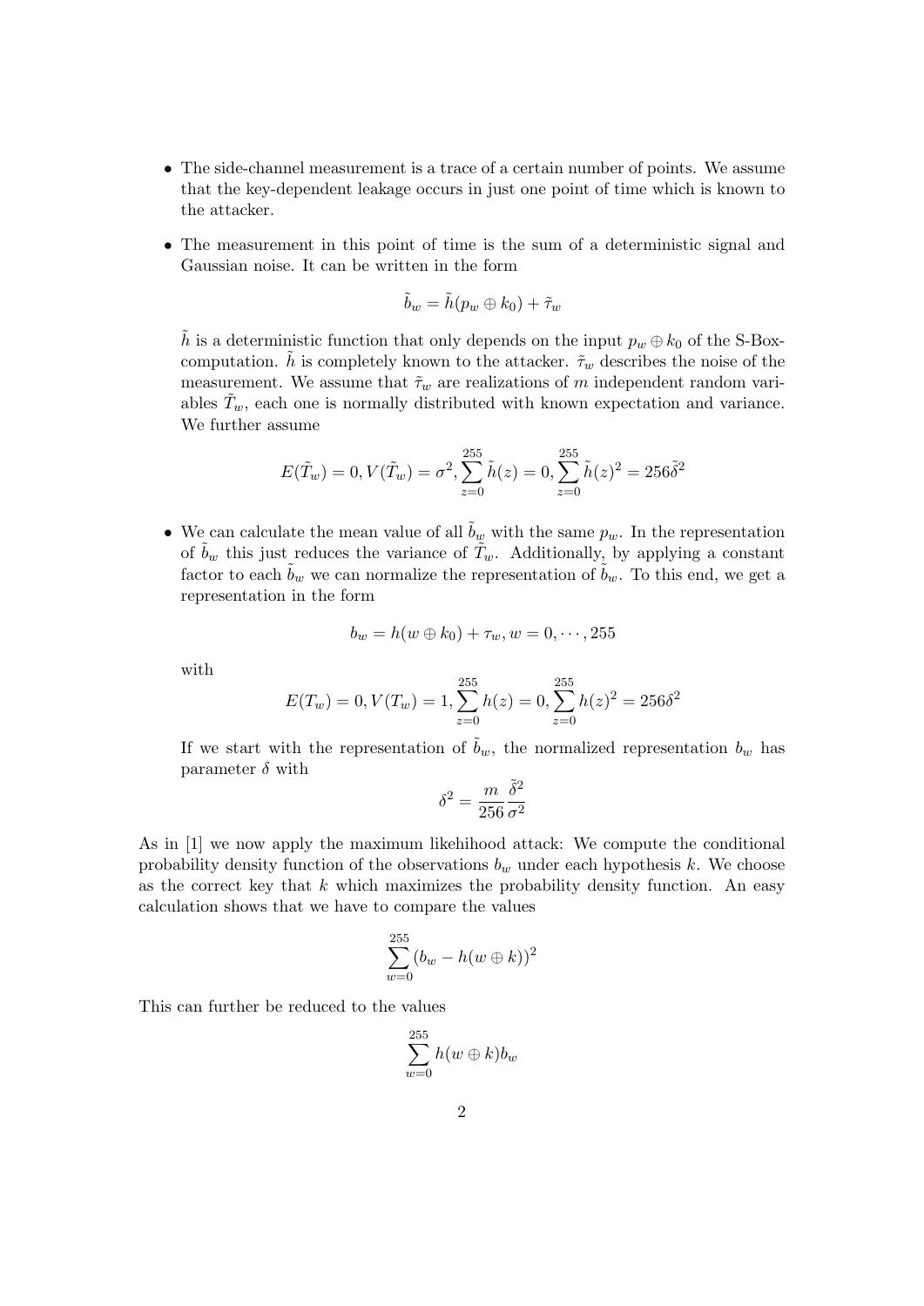- The side-channel measurement is a trace of a certain number of points. We assume that the key-dependent leakage occurs in just one point of time which is known to the attacker.
- The measurement in this point of time is the sum of a deterministic signal and Gaussian noise. It can be written in the form

  $$\tilde{b}_w = \tilde{h}(p_w \oplus k_0) + \tilde{\tau}_w$$

  $\tilde{h}$ is a deterministic function that only depends on the input $p_w \oplus k_0$ of the S-Box-computation. $\tilde{h}$ is completely known to the attacker. $\tilde{\tau}_w$ describes the noise of the measurement. We assume that $\tilde{\tau}_w$ are realizations of $m$ independent random variables $\tilde{T}_w$, each one is normally distributed with known expectation and variance. We further assume

  $$E(\tilde{T}_w) = 0, V(\tilde{T}_w) = \sigma^2, \sum_{z=0}^{255} \tilde{h}(z) = 0, \sum_{z=0}^{255} \tilde{h}(z)^2 = 256\tilde{\delta}^2$$

- We can calculate the mean value of all $\tilde{b}_w$ with the same $p_w$. In the representation of $\tilde{b}_w$ this just reduces the variance of $\tilde{T}_w$. Additionally, by applying a constant factor to each $\tilde{b}_w$ we can normalize the representation of $\tilde{b}_w$. To this end, we get a representation in the form

  $$b_w = h(w \oplus k_0) + \tau_w, w = 0, \cdots, 255$$

  with

  $$E(T_w) = 0, V(T_w) = 1, \sum_{z=0}^{255} h(z) = 0, \sum_{z=0}^{255} h(z)^2 = 256\delta^2$$

  If we start with the representation of $\tilde{b}_w$, the normalized representation $b_w$ has parameter $\delta$ with

  $$\delta^2 = \frac{m}{256} \frac{\tilde{\delta}^2}{\sigma^2}$$

As in [1] we now apply the maximum likehihood attack: We compute the conditional probability density function of the observations $b_w$ under each hypothesis $k$. We choose as the correct key that $k$ which maximizes the probability density function. An easy calculation shows that we have to compare the values

$$\sum_{w=0}^{255} (b_w - h(w \oplus k))^2$$

This can further be reduced to the values

$$\sum_{w=0}^{255} h(w \oplus k) b_w$$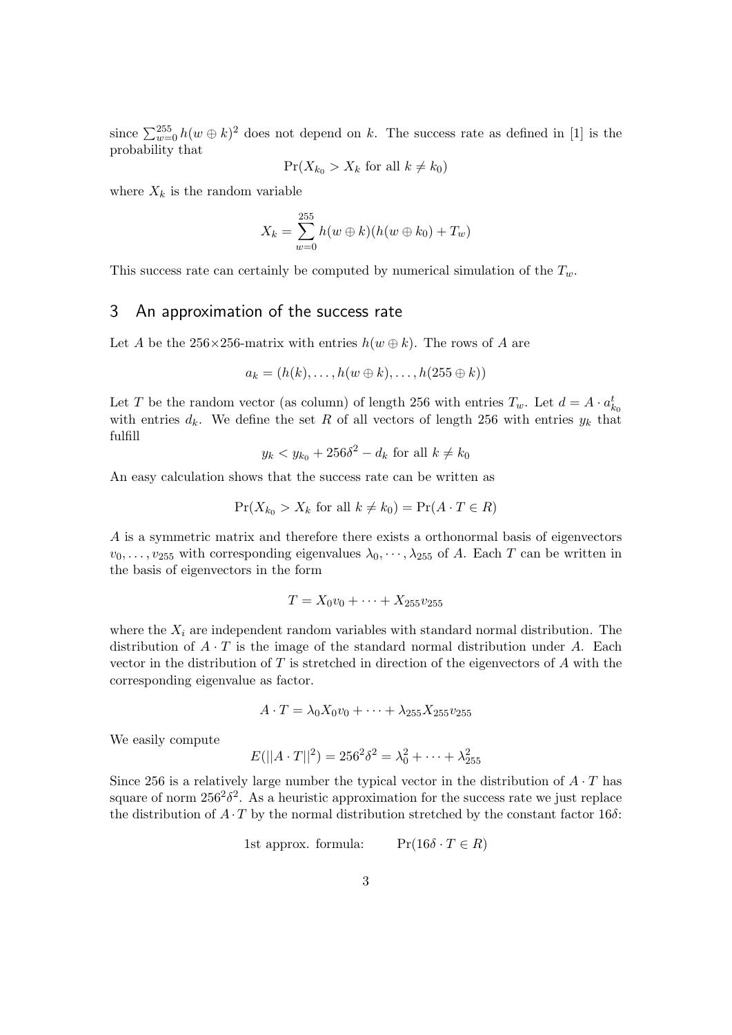since $\sum_{w=0}^{255} h(w \oplus k)^2$ does not depend on $k$. The success rate as defined in [1] is the probability that

$$\Pr(X_{k_0} > X_k \text{ for all } k \neq k_0)$$

where $X_k$ is the random variable

$$X_k = \sum_{w=0}^{255} h(w \oplus k)(h(w \oplus k_0) + T_w)$$

This success rate can certainly be computed by numerical simulation of the $T_w$.

## 3 An approximation of the success rate

Let $A$ be the $256 \times 256$-matrix with entries $h(w \oplus k)$. The rows of $A$ are

$$a_k = (h(k), \dots, h(w \oplus k), \dots, h(255 \oplus k))$$

Let $T$ be the random vector (as column) of length 256 with entries $T_w$. Let $d = A \cdot a_{k_0}^t$ with entries $d_k$. We define the set $R$ of all vectors of length 256 with entries $y_k$ that fulfill

$$y_k < y_{k_0} + 256\delta^2 - d_k \text{ for all } k \neq k_0$$

An easy calculation shows that the success rate can be written as

$$\Pr(X_{k_0} > X_k \text{ for all } k \neq k_0) = \Pr(A \cdot T \in R)$$

$A$ is a symmetric matrix and therefore there exists a orthonormal basis of eigenvectors $v_0, \dots, v_{255}$ with corresponding eigenvalues $\lambda_0, \cdots, \lambda_{255}$ of $A$. Each $T$ can be written in the basis of eigenvectors in the form

$$T = X_0 v_0 + \cdots + X_{255} v_{255}$$

where the $X_i$ are independent random variables with standard normal distribution. The distribution of $A \cdot T$ is the image of the standard normal distribution under $A$. Each vector in the distribution of $T$ is stretched in direction of the eigenvectors of $A$ with the corresponding eigenvalue as factor.

$$A \cdot T = \lambda_0 X_0 v_0 + \cdots + \lambda_{255} X_{255} v_{255}$$

We easily compute

$$E(||A \cdot T||^2) = 256^2 \delta^2 = \lambda_0^2 + \cdots + \lambda_{255}^2$$

Since 256 is a relatively large number the typical vector in the distribution of $A \cdot T$ has square of norm $256^2\delta^2$. As a heuristic approximation for the success rate we just replace the distribution of $A \cdot T$ by the normal distribution stretched by the constant factor $16\delta$:

$$\text{1st approx. formula:} \qquad \Pr(16\delta \cdot T \in R)$$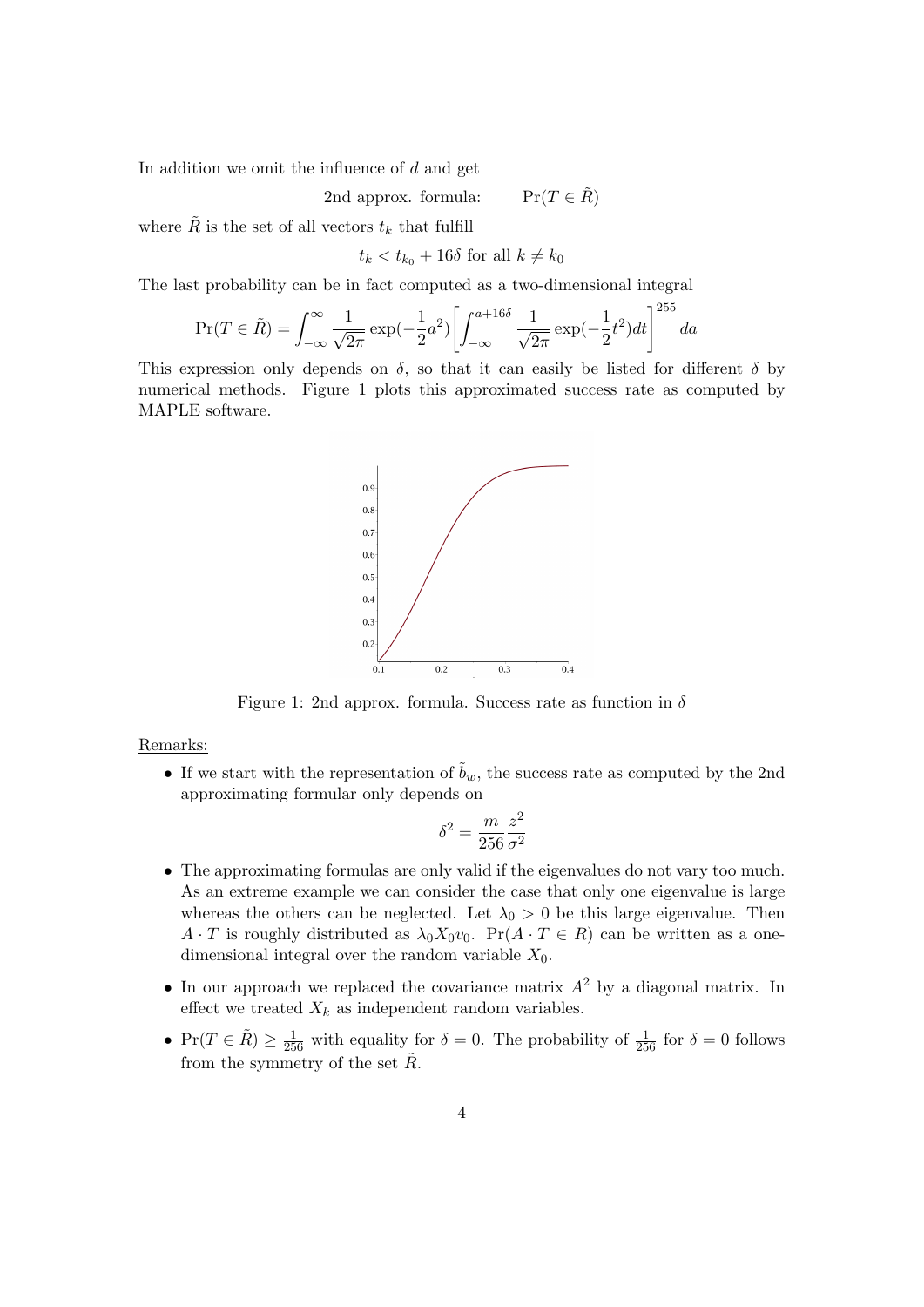In addition we omit the influence of $d$ and get

$$\text{2nd approx. formula:} \qquad \Pr(T \in \tilde{R})$$

where $\tilde{R}$ is the set of all vectors $t_k$ that fulfill

$$t_k < t_{k_0} + 16\delta \text{ for all } k \neq k_0$$

The last probability can be in fact computed as a two-dimensional integral

$$\Pr(T \in \tilde{R}) = \int_{-\infty}^{\infty} \frac{1}{\sqrt{2\pi}} \exp(-\frac{1}{2}a^2) \left[ \int_{-\infty}^{a+16\delta} \frac{1}{\sqrt{2\pi}} \exp(-\frac{1}{2}t^2) dt \right]^{255} da$$

This expression only depends on $\delta$, so that it can easily be listed for different $\delta$ by numerical methods. Figure 1 plots this approximated success rate as computed by MAPLE software.

Figure 1: 2nd approx. formula. Success rate as function in $\delta$

Remarks:

- If we start with the representation of $\tilde{b}_w$, the success rate as computed by the 2nd approximating formular only depends on

$$\delta^2 = \frac{m}{256} \frac{z^2}{\sigma^2}$$

- The approximating formulas are only valid if the eigenvalues do not vary too much. As an extreme example we can consider the case that only one eigenvalue is large whereas the others can be neglected. Let $\lambda_0 > 0$ be this large eigenvalue. Then $A \cdot T$ is roughly distributed as $\lambda_0 X_0 v_0$. $\Pr(A \cdot T \in R)$ can be written as a one-dimensional integral over the random variable $X_0$.
- In our approach we replaced the covariance matrix $A^2$ by a diagonal matrix. In effect we treated $X_k$ as independent random variables.
- $\Pr(T \in \tilde{R}) \geq \frac{1}{256}$ with equality for $\delta = 0$. The probability of $\frac{1}{256}$ for $\delta = 0$ follows from the symmetry of the set $\tilde{R}$.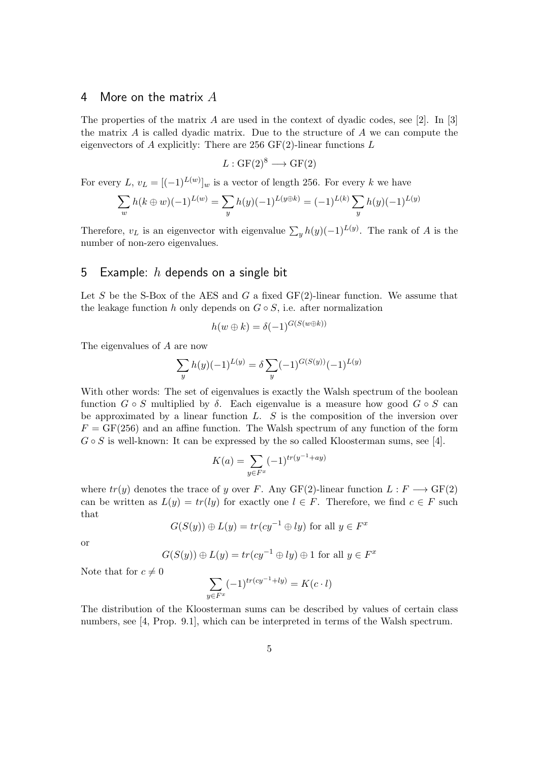## 4 More on the matrix $A$

The properties of the matrix $A$ are used in the context of dyadic codes, see [2]. In [3] the matrix $A$ is called dyadic matrix. Due to the structure of $A$ we can compute the eigenvectors of $A$ explicitly: There are 256 GF(2)-linear functions $L$

$$L : \mathrm{GF}(2)^8 \longrightarrow \mathrm{GF}(2)$$

For every $L$, $v_L = [(-1)^{L(w)}]_w$ is a vector of length 256. For every $k$ we have

$$\sum_w h(k \oplus w)(-1)^{L(w)} = \sum_y h(y)(-1)^{L(y \oplus k)} = (-1)^{L(k)} \sum_y h(y)(-1)^{L(y)}$$

Therefore, $v_L$ is an eigenvector with eigenvalue $\sum_y h(y)(-1)^{L(y)}$. The rank of $A$ is the number of non-zero eigenvalues.

## 5 Example: $h$ depends on a single bit

Let $S$ be the S-Box of the AES and $G$ a fixed GF(2)-linear function. We assume that the leakage function $h$ only depends on $G \circ S$, i.e. after normalization

$$h(w \oplus k) = \delta(-1)^{G(S(w \oplus k))}$$

The eigenvalues of $A$ are now

$$\sum_y h(y)(-1)^{L(y)} = \delta \sum_y (-1)^{G(S(y))}(-1)^{L(y)}$$

With other words: The set of eigenvalues is exactly the Walsh spectrum of the boolean function $G \circ S$ multiplied by $\delta$. Each eigenvalue is a measure how good $G \circ S$ can be approximated by a linear function $L$. $S$ is the composition of the inversion over $F = \mathrm{GF}(256)$ and an affine function. The Walsh spectrum of any function of the form $G \circ S$ is well-known: It can be expressed by the so called Kloosterman sums, see [4].

$$K(a) = \sum_{y \in F^x} (-1)^{tr(y^{-1} + ay)}$$

where $tr(y)$ denotes the trace of $y$ over $F$. Any GF(2)-linear function $L : F \longrightarrow \mathrm{GF}(2)$ can be written as $L(y) = tr(ly)$ for exactly one $l \in F$. Therefore, we find $c \in F$ such that

$$G(S(y)) \oplus L(y) = tr(cy^{-1} \oplus ly) \text{ for all } y \in F^x$$

or

$$G(S(y)) \oplus L(y) = tr(cy^{-1} \oplus ly) \oplus 1 \text{ for all } y \in F^x$$

Note that for $c \neq 0$

$$\sum_{y \in F^x} (-1)^{tr(cy^{-1} + ly)} = K(c \cdot l)$$

The distribution of the Kloosterman sums can be described by values of certain class numbers, see [4, Prop. 9.1], which can be interpreted in terms of the Walsh spectrum.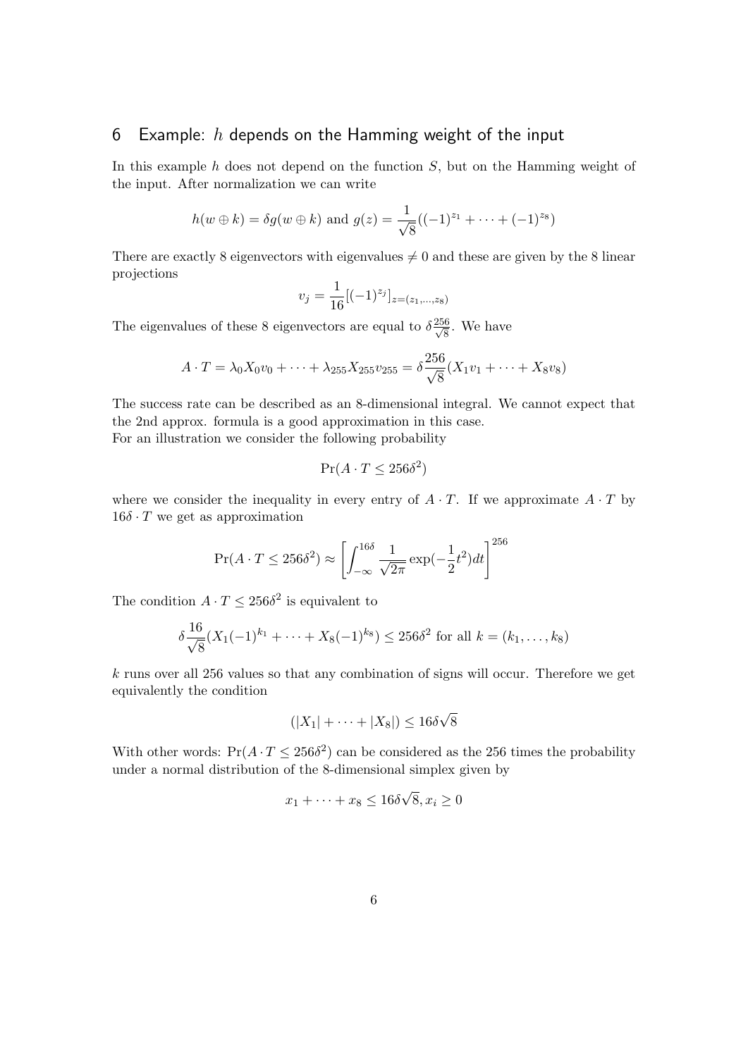## 6 Example: $h$ depends on the Hamming weight of the input

In this example $h$ does not depend on the function $S$, but on the Hamming weight of the input. After normalization we can write

$$h(w \oplus k) = \delta g(w \oplus k) \text{ and } g(z) = \frac{1}{\sqrt{8}}((-1)^{z_1} + \cdots + (-1)^{z_8})$$

There are exactly 8 eigenvectors with eigenvalues $\neq 0$ and these are given by the 8 linear projections

$$v_j = \frac{1}{16}[(-1)^{z_j}]_{z=(z_1,\ldots,z_8)}$$

The eigenvalues of these 8 eigenvectors are equal to $\delta\frac{256}{\sqrt{8}}$. We have

$$A \cdot T = \lambda_0 X_0 v_0 + \cdots + \lambda_{255} X_{255} v_{255} = \delta\frac{256}{\sqrt{8}}(X_1 v_1 + \cdots + X_8 v_8)$$

The success rate can be described as an 8-dimensional integral. We cannot expect that the 2nd approx. formula is a good approximation in this case.
For an illustration we consider the following probability

$$\Pr(A \cdot T \leq 256\delta^2)$$

where we consider the inequality in every entry of $A \cdot T$. If we approximate $A \cdot T$ by $16\delta \cdot T$ we get as approximation

$$\Pr(A \cdot T \leq 256\delta^2) \approx \left[\int_{-\infty}^{16\delta} \frac{1}{\sqrt{2\pi}} \exp(-\frac{1}{2}t^2)dt\right]^{256}$$

The condition $A \cdot T \leq 256\delta^2$ is equivalent to

$$\delta\frac{16}{\sqrt{8}}(X_1(-1)^{k_1} + \cdots + X_8(-1)^{k_8}) \leq 256\delta^2 \text{ for all } k = (k_1, \ldots, k_8)$$

$k$ runs over all 256 values so that any combination of signs will occur. Therefore we get equivalently the condition

$$(|X_1| + \cdots + |X_8|) \leq 16\delta\sqrt{8}$$

With other words: $\Pr(A \cdot T \leq 256\delta^2)$ can be considered as the 256 times the probability under a normal distribution of the 8-dimensional simplex given by

$$x_1 + \cdots + x_8 \leq 16\delta\sqrt{8}, x_i \geq 0$$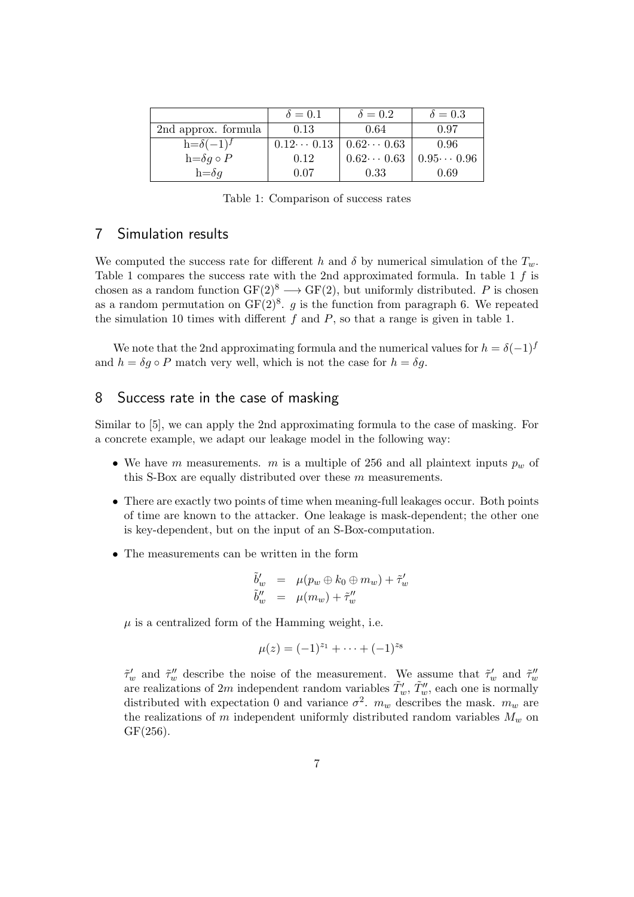|  | $\delta = 0.1$ | $\delta = 0.2$ | $\delta = 0.3$ |
|---|---|---|---|
| 2nd approx. formula | 0.13 | 0.64 | 0.97 |
| h=$\delta(-1)^f$ | $0.12 \cdots 0.13$ | $0.62 \cdots 0.63$ | 0.96 |
| h=$\delta g \circ P$ | 0.12 | $0.62 \cdots 0.63$ | $0.95 \cdots 0.96$ |
| h=$\delta g$ | 0.07 | 0.33 | 0.69 |

Table 1: Comparison of success rates

## 7 Simulation results

We computed the success rate for different $h$ and $\delta$ by numerical simulation of the $T_w$. Table 1 compares the success rate with the 2nd approximated formula. In table 1 $f$ is chosen as a random function $\mathrm{GF}(2)^8 \longrightarrow \mathrm{GF}(2)$, but uniformly distributed. $P$ is chosen as a random permutation on $\mathrm{GF}(2)^8$. $g$ is the function from paragraph 6. We repeated the simulation 10 times with different $f$ and $P$, so that a range is given in table 1.

We note that the 2nd approximating formula and the numerical values for $h = \delta(-1)^f$ and $h = \delta g \circ P$ match very well, which is not the case for $h = \delta g$.

## 8 Success rate in the case of masking

Similar to [5], we can apply the 2nd approximating formula to the case of masking. For a concrete example, we adapt our leakage model in the following way:

- We have $m$ measurements. $m$ is a multiple of 256 and all plaintext inputs $p_w$ of this S-Box are equally distributed over these $m$ measurements.
- There are exactly two points of time when meaning-full leakages occur. Both points of time are known to the attacker. One leakage is mask-dependent; the other one is key-dependent, but on the input of an S-Box-computation.
- The measurements can be written in the form

$$\begin{aligned} \tilde{b}'_w &= \mu(p_w \oplus k_0 \oplus m_w) + \tilde{\tau}'_w \\ \tilde{b}''_w &= \mu(m_w) + \tilde{\tau}''_w \end{aligned}$$

  $\mu$ is a centralized form of the Hamming weight, i.e.

$$\mu(z) = (-1)^{z_1} + \cdots + (-1)^{z_8}$$

  $\tilde{\tau}'_w$ and $\tilde{\tau}''_w$ describe the noise of the measurement. We assume that $\tilde{\tau}'_w$ and $\tilde{\tau}''_w$ are realizations of $2m$ independent random variables $\tilde{T}'_w$, $\tilde{T}''_w$, each one is normally distributed with expectation 0 and variance $\sigma^2$. $m_w$ describes the mask. $m_w$ are the realizations of $m$ independent uniformly distributed random variables $M_w$ on GF(256).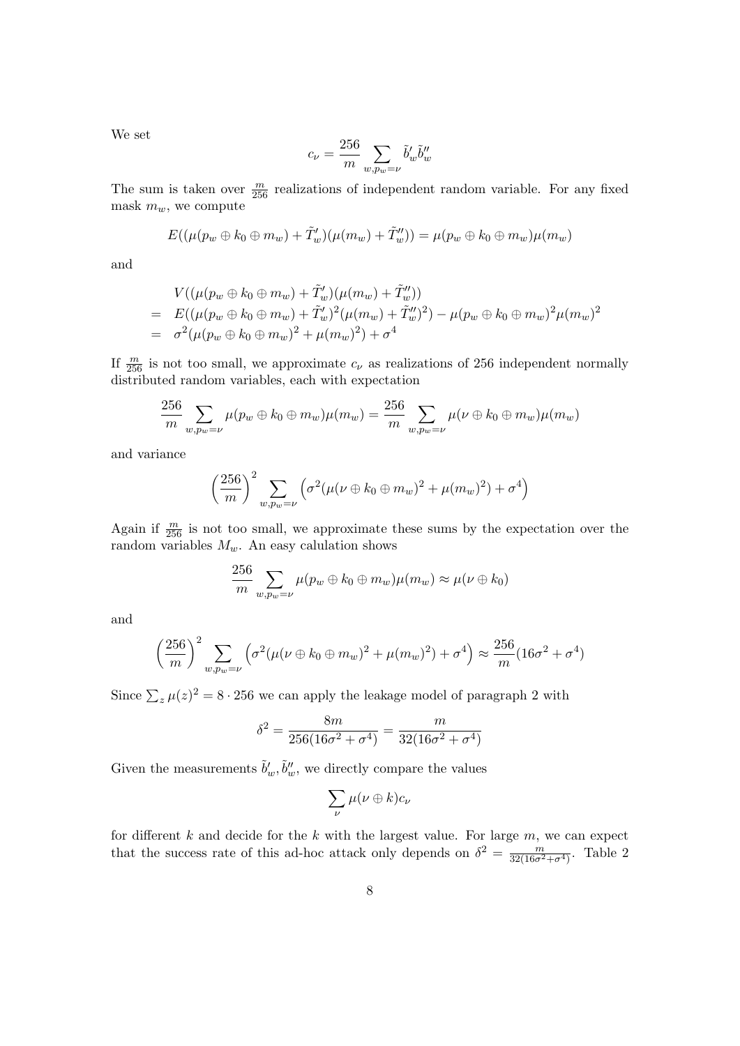We set

$$c_\nu = \frac{256}{m} \sum_{w, p_w = \nu} \tilde{b}'_w \tilde{b}''_w$$

The sum is taken over $\frac{m}{256}$ realizations of independent random variable. For any fixed mask $m_w$, we compute

$$E((\mu(p_w \oplus k_0 \oplus m_w) + \tilde{T}'_w)(\mu(m_w) + \tilde{T}''_w)) = \mu(p_w \oplus k_0 \oplus m_w)\mu(m_w)$$

and

$$\begin{aligned}
& V((\mu(p_w \oplus k_0 \oplus m_w) + \tilde{T}'_w)(\mu(m_w) + \tilde{T}''_w)) \\
= \; & E((\mu(p_w \oplus k_0 \oplus m_w) + \tilde{T}'_w)^2(\mu(m_w) + \tilde{T}''_w)^2) - \mu(p_w \oplus k_0 \oplus m_w)^2\mu(m_w)^2 \\
= \; & \sigma^2(\mu(p_w \oplus k_0 \oplus m_w)^2 + \mu(m_w)^2) + \sigma^4
\end{aligned}$$

If $\frac{m}{256}$ is not too small, we approximate $c_\nu$ as realizations of 256 independent normally distributed random variables, each with expectation

$$\frac{256}{m} \sum_{w, p_w = \nu} \mu(p_w \oplus k_0 \oplus m_w)\mu(m_w) = \frac{256}{m} \sum_{w, p_w = \nu} \mu(\nu \oplus k_0 \oplus m_w)\mu(m_w)$$

and variance

$$\left(\frac{256}{m}\right)^2 \sum_{w, p_w = \nu} \left(\sigma^2(\mu(\nu \oplus k_0 \oplus m_w)^2 + \mu(m_w)^2) + \sigma^4\right)$$

Again if $\frac{m}{256}$ is not too small, we approximate these sums by the expectation over the random variables $M_w$. An easy calulation shows

$$\frac{256}{m} \sum_{w, p_w = \nu} \mu(p_w \oplus k_0 \oplus m_w)\mu(m_w) \approx \mu(\nu \oplus k_0)$$

and

$$\left(\frac{256}{m}\right)^2 \sum_{w, p_w = \nu} \left(\sigma^2(\mu(\nu \oplus k_0 \oplus m_w)^2 + \mu(m_w)^2) + \sigma^4\right) \approx \frac{256}{m}(16\sigma^2 + \sigma^4)$$

Since $\sum_z \mu(z)^2 = 8 \cdot 256$ we can apply the leakage model of paragraph 2 with

$$\delta^2 = \frac{8m}{256(16\sigma^2 + \sigma^4)} = \frac{m}{32(16\sigma^2 + \sigma^4)}$$

Given the measurements $\tilde{b}'_w, \tilde{b}''_w$, we directly compare the values

$$\sum_\nu \mu(\nu \oplus k)c_\nu$$

for different $k$ and decide for the $k$ with the largest value. For large $m$, we can expect that the success rate of this ad-hoc attack only depends on $\delta^2 = \frac{m}{32(16\sigma^2+\sigma^4)}$. Table 2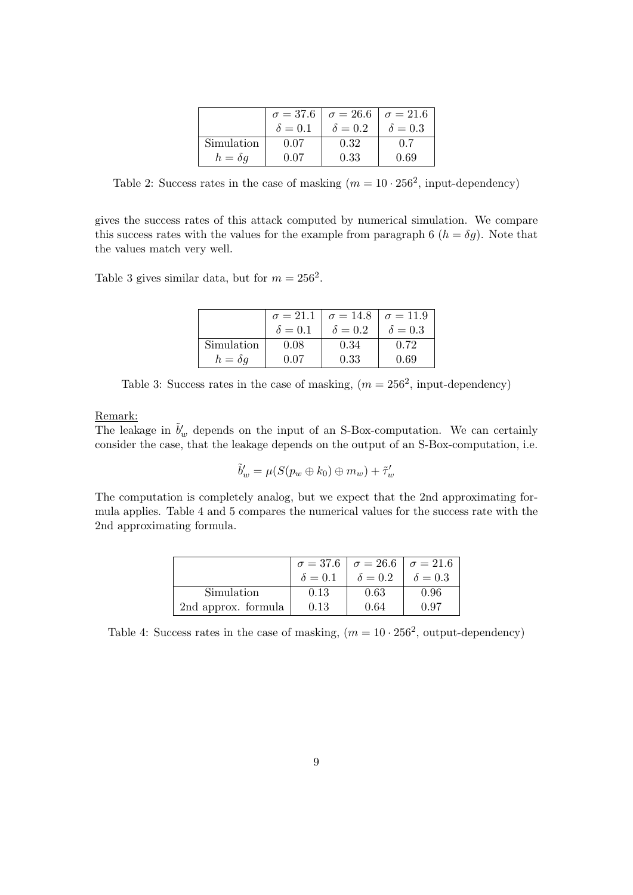|  | $\sigma = 37.6$ | $\sigma = 26.6$ | $\sigma = 21.6$ |
|---|---|---|---|
|  | $\delta = 0.1$ | $\delta = 0.2$ | $\delta = 0.3$ |
| Simulation | 0.07 | 0.32 | 0.7 |
| $h = \delta g$ | 0.07 | 0.33 | 0.69 |

Table 2: Success rates in the case of masking ($m = 10 \cdot 256^2$, input-dependency)

gives the success rates of this attack computed by numerical simulation. We compare this success rates with the values for the example from paragraph 6 ($h = \delta g$). Note that the values match very well.

Table 3 gives similar data, but for $m = 256^2$.

|  | $\sigma = 21.1$ | $\sigma = 14.8$ | $\sigma = 11.9$ |
|---|---|---|---|
|  | $\delta = 0.1$ | $\delta = 0.2$ | $\delta = 0.3$ |
| Simulation | 0.08 | 0.34 | 0.72 |
| $h = \delta g$ | 0.07 | 0.33 | 0.69 |

Table 3: Success rates in the case of masking, ($m = 256^2$, input-dependency)

Remark:
The leakage in $\tilde{b}'_w$ depends on the input of an S-Box-computation. We can certainly consider the case, that the leakage depends on the output of an S-Box-computation, i.e.

$$\tilde{b}'_w = \mu(S(p_w \oplus k_0) \oplus m_w) + \tilde{\tau}'_w$$

The computation is completely analog, but we expect that the 2nd approximating formula applies. Table 4 and 5 compares the numerical values for the success rate with the 2nd approximating formula.

|  | $\sigma = 37.6$ | $\sigma = 26.6$ | $\sigma = 21.6$ |
|---|---|---|---|
|  | $\delta = 0.1$ | $\delta = 0.2$ | $\delta = 0.3$ |
| Simulation | 0.13 | 0.63 | 0.96 |
| 2nd approx. formula | 0.13 | 0.64 | 0.97 |

Table 4: Success rates in the case of masking, ($m = 10 \cdot 256^2$, output-dependency)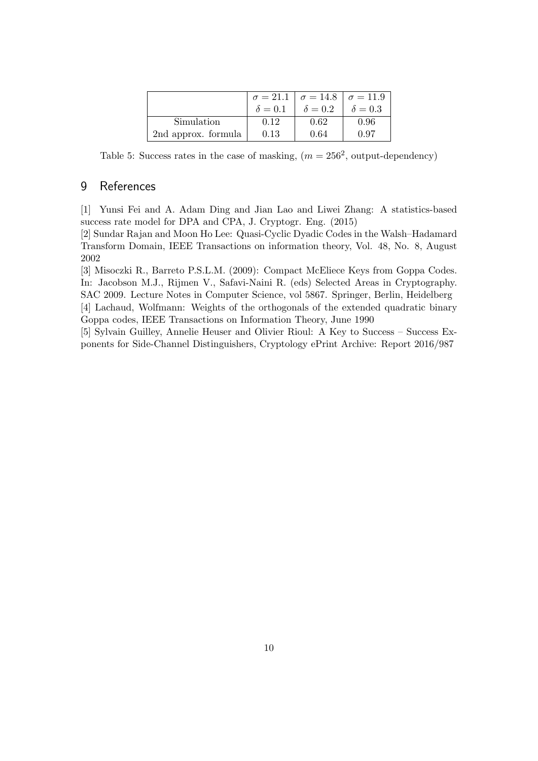| | $\sigma = 21.1$ $\delta = 0.1$ | $\sigma = 14.8$ $\delta = 0.2$ | $\sigma = 11.9$ $\delta = 0.3$ |
|---|---|---|---|
| Simulation | 0.12 | 0.62 | 0.96 |
| 2nd approx. formula | 0.13 | 0.64 | 0.97 |

Table 5: Success rates in the case of masking, ($m = 256^2$, output-dependency)

## 9 References

[1] Yunsi Fei and A. Adam Ding and Jian Lao and Liwei Zhang: A statistics-based success rate model for DPA and CPA, J. Cryptogr. Eng. (2015)

[2] Sundar Rajan and Moon Ho Lee: Quasi-Cyclic Dyadic Codes in the Walsh–Hadamard Transform Domain, IEEE Transactions on information theory, Vol. 48, No. 8, August 2002

[3] Misoczki R., Barreto P.S.L.M. (2009): Compact McEliece Keys from Goppa Codes. In: Jacobson M.J., Rijmen V., Safavi-Naini R. (eds) Selected Areas in Cryptography. SAC 2009. Lecture Notes in Computer Science, vol 5867. Springer, Berlin, Heidelberg

[4] Lachaud, Wolfmann: Weights of the orthogonals of the extended quadratic binary Goppa codes, IEEE Transactions on Information Theory, June 1990

[5] Sylvain Guilley, Annelie Heuser and Olivier Rioul: A Key to Success – Success Exponents for Side-Channel Distinguishers, Cryptology ePrint Archive: Report 2016/987